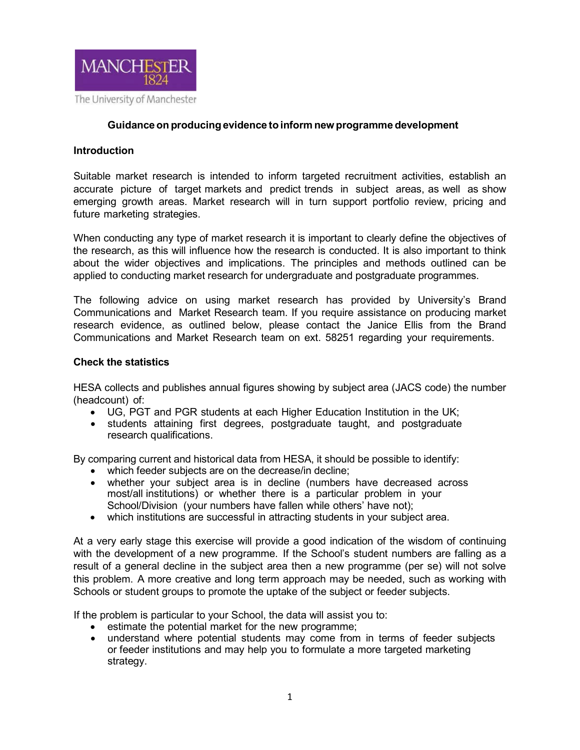MANCHESTER 1824

The University of Manchester

# Guidance on producing evidence to inform new programme development

## Introduction

Suitable market research is intended to inform targeted recruitment activities, establish an accurate picture of target markets and predict trends in subject areas, as well as show emerging growth areas. Market research will in turn support portfolio review, pricing and future marketing strategies.

When conducting any type of market research it is important to clearly define the objectives of the research, as this will influence how the research is conducted. It is also important to think about the wider objectives and implications. The principles and methods outlined can be applied to conducting market research for undergraduate and postgraduate programmes.

The following advice on using market research has provided by University's Brand Communications and Market Research team. If you require assistance on producing market research evidence, as outlined below, please contact the Janice Ellis from the Brand Communications and Market Research team on ext. 58251 regarding your requirements.

## Check the statistics

HESA collects and publishes annual figures showing by subject area (JACS code) the number (headcount) of:

- UG, PGT and PGR students at each Higher Education Institution in the UK;
- students attaining first degrees, postgraduate taught, and postgraduate research qualifications.

By comparing current and historical data from HESA, it should be possible to identify:

- which feeder subjects are on the decrease/in decline;
- whether your subject area is in decline (numbers have decreased across most/all institutions) or whether there is a particular problem in your School/Division (your numbers have fallen while others' have not);
- which institutions are successful in attracting students in your subject area.

At a very early stage this exercise will provide a good indication of the wisdom of continuing with the development of a new programme. If the School's student numbers are falling as a result of a general decline in the subject area then a new programme (per se) will not solve this problem. A more creative and long term approach may be needed, such as working with Schools or student groups to promote the uptake of the subject or feeder subjects.

If the problem is particular to your School, the data will assist you to:

- estimate the potential market for the new programme;
- understand where potential students may come from in terms of feeder subjects or feeder institutions and may help you to formulate a more targeted marketing strategy.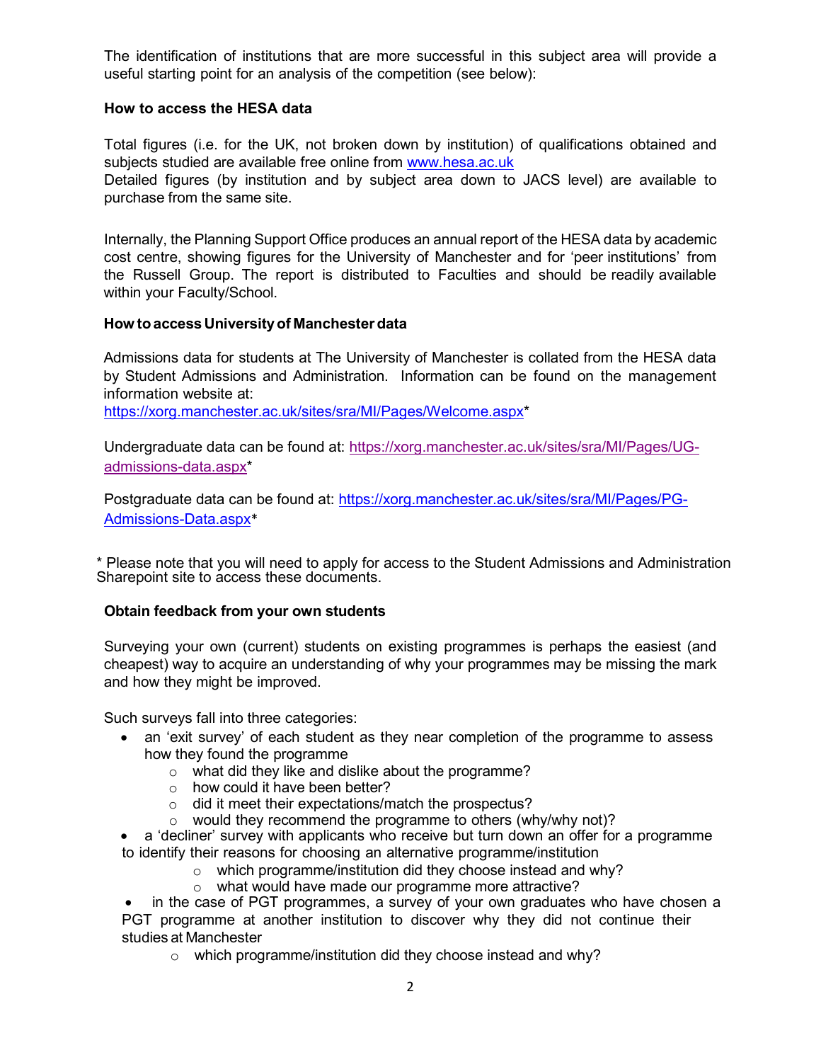The identification of institutions that are more successful in this subject area will provide a useful starting point for an analysis of the competition (see below):

### How to access the HESA data

Total figures (i.e. for the UK, not broken down by institution) of qualifications obtained and subjects studied are available free online from [www.hesa.ac.uk](http://www.hesa.ac.uk)
Detailed figures (by institution and by subject area down to JACS level) are available to purchase from the same site.

Internally, the Planning Support Office produces an annual report of the HESA data by academic cost centre, showing figures for the University of Manchester and for 'peer institutions' from the Russell Group. The report is distributed to Faculties and should be readily available within your Faculty/School.

### How to access University of Manchester data

Admissions data for students at The University of Manchester is collated from the HESA data by Student Admissions and Administration. Information can be found on the management information website at:
[https://xorg.manchester.ac.uk/sites/sra/MI/Pages/Welcome.aspx](https://xorg.manchester.ac.uk/sites/sra/MI/Pages/Welcome.aspx)*

Undergraduate data can be found at: [https://xorg.manchester.ac.uk/sites/sra/MI/Pages/UG-admissions-data.aspx](https://xorg.manchester.ac.uk/sites/sra/MI/Pages/UG-admissions-data.aspx)*

Postgraduate data can be found at: [https://xorg.manchester.ac.uk/sites/sra/MI/Pages/PG-Admissions-Data.aspx](https://xorg.manchester.ac.uk/sites/sra/MI/Pages/PG-Admissions-Data.aspx)*

* Please note that you will need to apply for access to the Student Admissions and Administration Sharepoint site to access these documents.

### Obtain feedback from your own students

Surveying your own (current) students on existing programmes is perhaps the easiest (and cheapest) way to acquire an understanding of why your programmes may be missing the mark and how they might be improved.

Such surveys fall into three categories:

- an 'exit survey' of each student as they near completion of the programme to assess how they found the programme
  - what did they like and dislike about the programme?
  - how could it have been better?
  - did it meet their expectations/match the prospectus?
  - would they recommend the programme to others (why/why not)?
- a 'decliner' survey with applicants who receive but turn down an offer for a programme to identify their reasons for choosing an alternative programme/institution
  - which programme/institution did they choose instead and why?
  - what would have made our programme more attractive?
- in the case of PGT programmes, a survey of your own graduates who have chosen a PGT programme at another institution to discover why they did not continue their studies at Manchester
  - which programme/institution did they choose instead and why?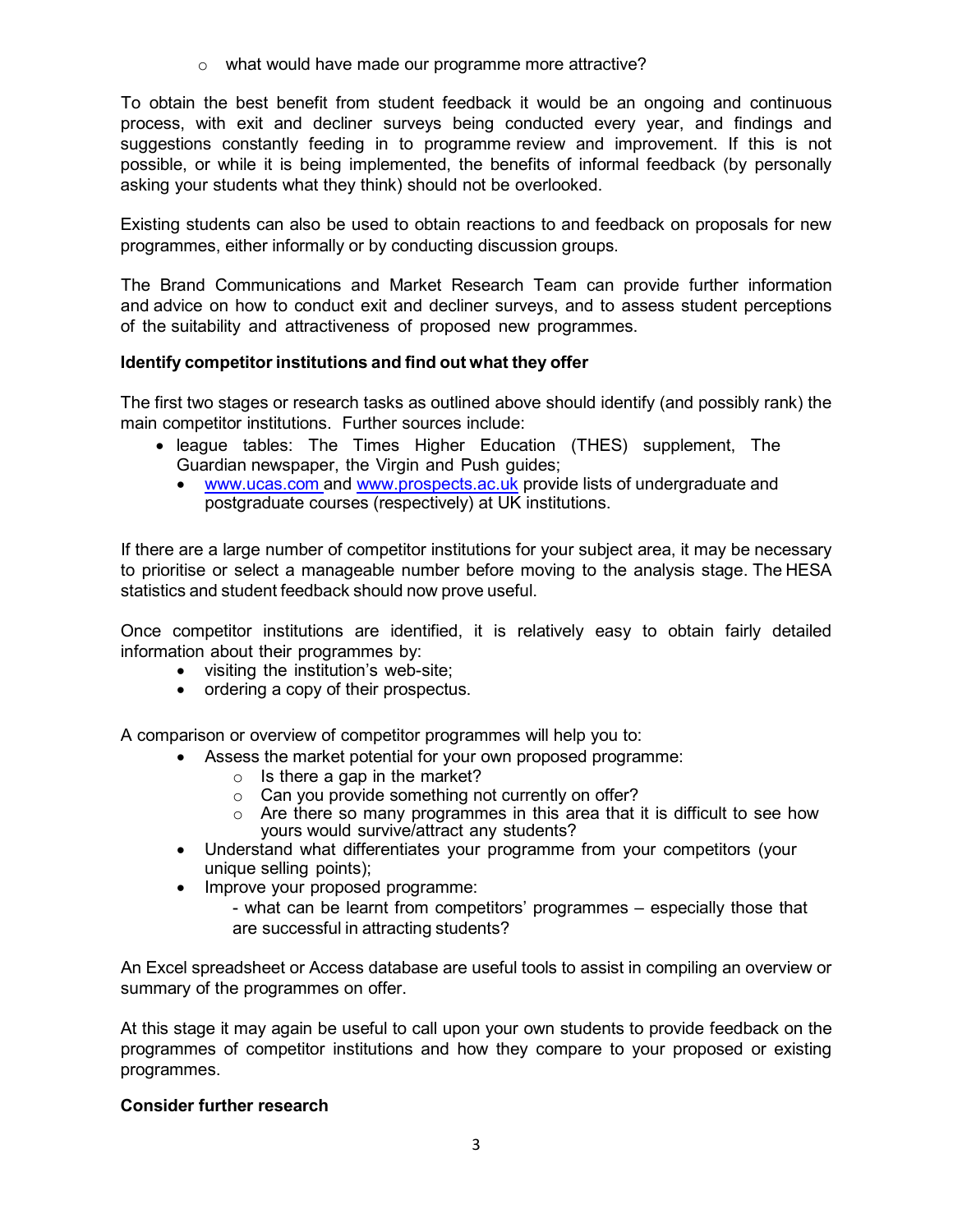- what would have made our programme more attractive?

To obtain the best benefit from student feedback it would be an ongoing and continuous process, with exit and decliner surveys being conducted every year, and findings and suggestions constantly feeding in to programme review and improvement. If this is not possible, or while it is being implemented, the benefits of informal feedback (by personally asking your students what they think) should not be overlooked.

Existing students can also be used to obtain reactions to and feedback on proposals for new programmes, either informally or by conducting discussion groups.

The Brand Communications and Market Research Team can provide further information and advice on how to conduct exit and decliner surveys, and to assess student perceptions of the suitability and attractiveness of proposed new programmes.

**Identify competitor institutions and find out what they offer**

The first two stages or research tasks as outlined above should identify (and possibly rank) the main competitor institutions. Further sources include:

- league tables: The Times Higher Education (THES) supplement, The Guardian newspaper, the Virgin and Push guides;
  - www.ucas.com and www.prospects.ac.uk provide lists of undergraduate and postgraduate courses (respectively) at UK institutions.

If there are a large number of competitor institutions for your subject area, it may be necessary to prioritise or select a manageable number before moving to the analysis stage. The HESA statistics and student feedback should now prove useful.

Once competitor institutions are identified, it is relatively easy to obtain fairly detailed information about their programmes by:

- visiting the institution's web-site;
- ordering a copy of their prospectus.

A comparison or overview of competitor programmes will help you to:

- Assess the market potential for your own proposed programme:
  - Is there a gap in the market?
  - Can you provide something not currently on offer?
  - Are there so many programmes in this area that it is difficult to see how yours would survive/attract any students?
- Understand what differentiates your programme from your competitors (your unique selling points);
- Improve your proposed programme:
  - what can be learnt from competitors' programmes – especially those that are successful in attracting students?

An Excel spreadsheet or Access database are useful tools to assist in compiling an overview or summary of the programmes on offer.

At this stage it may again be useful to call upon your own students to provide feedback on the programmes of competitor institutions and how they compare to your proposed or existing programmes.

**Consider further research**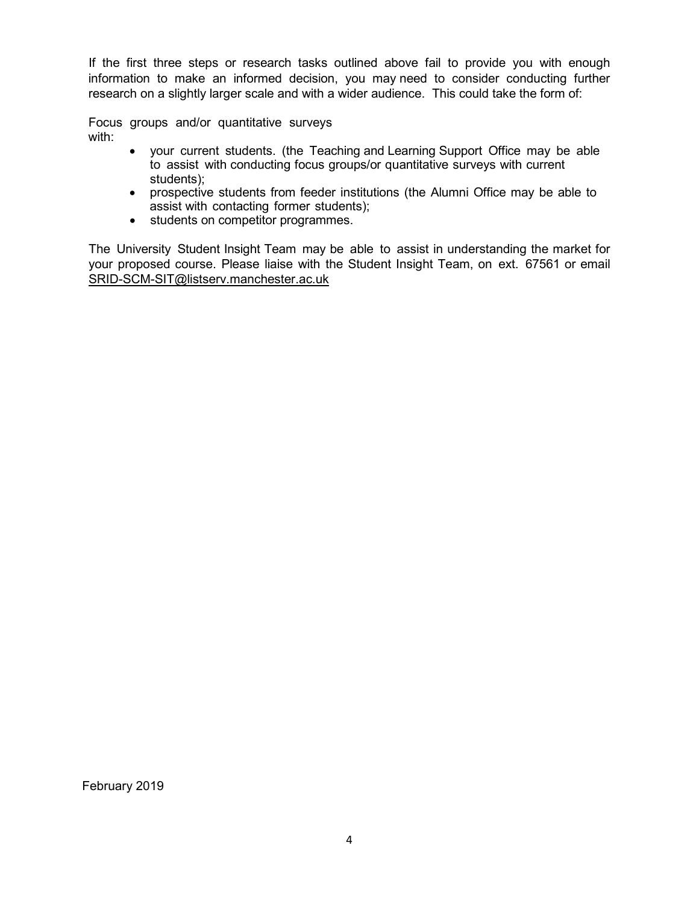If the first three steps or research tasks outlined above fail to provide you with enough information to make an informed decision, you may need to consider conducting further research on a slightly larger scale and with a wider audience. This could take the form of:

Focus groups and/or quantitative surveys with:

- your current students. (the Teaching and Learning Support Office may be able to assist with conducting focus groups/or quantitative surveys with current students);
- prospective students from feeder institutions (the Alumni Office may be able to assist with contacting former students);
- students on competitor programmes.

The University Student Insight Team may be able to assist in understanding the market for your proposed course. Please liaise with the Student Insight Team, on ext. 67561 or email SRID-SCM-SIT@listserv.manchester.ac.uk

February 2019